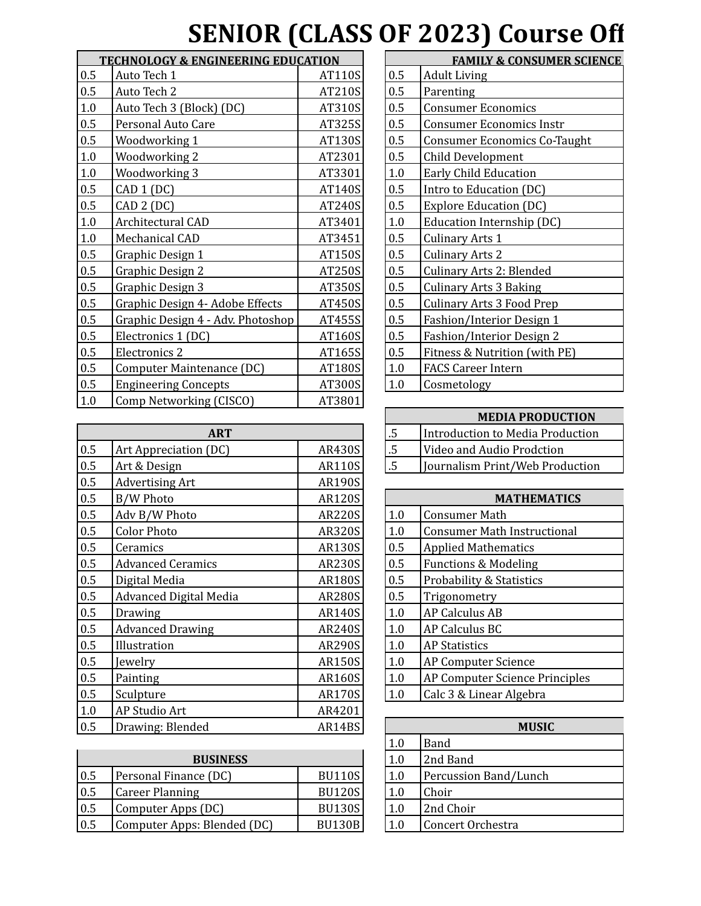# SENIOR (CLASS OF 2023) Course Off

| TECHNOLOGY & ENGINEERING EDUCATION | | |
|---|---|---|
| 0.5 | Auto Tech 1 | AT110S |
| 0.5 | Auto Tech 2 | AT210S |
| 1.0 | Auto Tech 3 (Block) (DC) | AT310S |
| 0.5 | Personal Auto Care | AT325S |
| 0.5 | Woodworking 1 | AT130S |
| 1.0 | Woodworking 2 | AT2301 |
| 1.0 | Woodworking 3 | AT3301 |
| 0.5 | CAD 1 (DC) | AT140S |
| 0.5 | CAD 2 (DC) | AT240S |
| 1.0 | Architectural CAD | AT3401 |
| 1.0 | Mechanical CAD | AT3451 |
| 0.5 | Graphic Design 1 | AT150S |
| 0.5 | Graphic Design 2 | AT250S |
| 0.5 | Graphic Design 3 | AT350S |
| 0.5 | Graphic Design 4- Adobe Effects | AT450S |
| 0.5 | Graphic Design 4 - Adv. Photoshop | AT455S |
| 0.5 | Electronics 1 (DC) | AT160S |
| 0.5 | Electronics 2 | AT165S |
| 0.5 | Computer Maintenance (DC) | AT180S |
| 0.5 | Engineering Concepts | AT300S |
| 1.0 | Comp Networking (CISCO) | AT3801 |

| ART | | |
|---|---|---|
| 0.5 | Art Appreciation (DC) | AR430S |
| 0.5 | Art & Design | AR110S |
| 0.5 | Advertising Art | AR190S |
| 0.5 | B/W Photo | AR120S |
| 0.5 | Adv B/W Photo | AR220S |
| 0.5 | Color Photo | AR320S |
| 0.5 | Ceramics | AR130S |
| 0.5 | Advanced Ceramics | AR230S |
| 0.5 | Digital Media | AR180S |
| 0.5 | Advanced Digital Media | AR280S |
| 0.5 | Drawing | AR140S |
| 0.5 | Advanced Drawing | AR240S |
| 0.5 | Illustration | AR290S |
| 0.5 | Jewelry | AR150S |
| 0.5 | Painting | AR160S |
| 0.5 | Sculpture | AR170S |
| 1.0 | AP Studio Art | AR4201 |
| 0.5 | Drawing: Blended | AR14BS |

| BUSINESS | | |
|---|---|---|
| 0.5 | Personal Finance (DC) | BU110S |
| 0.5 | Career Planning | BU120S |
| 0.5 | Computer Apps (DC) | BU130S |
| 0.5 | Computer Apps: Blended (DC) | BU130B |

| FAMILY & CONSUMER SCIENCE | |
|---|---|
| 0.5 | Adult Living |
| 0.5 | Parenting |
| 0.5 | Consumer Economics |
| 0.5 | Consumer Economics Instr |
| 0.5 | Consumer Economics Co-Taught |
| 0.5 | Child Development |
| 1.0 | Early Child Education |
| 0.5 | Intro to Education (DC) |
| 0.5 | Explore Education (DC) |
| 1.0 | Education Internship (DC) |
| 0.5 | Culinary Arts 1 |
| 0.5 | Culinary Arts 2 |
| 0.5 | Culinary Arts 2: Blended |
| 0.5 | Culinary Arts 3 Baking |
| 0.5 | Culinary Arts 3 Food Prep |
| 0.5 | Fashion/Interior Design 1 |
| 0.5 | Fashion/Interior Design 2 |
| 0.5 | Fitness & Nutrition (with PE) |
| 1.0 | FACS Career Intern |
| 1.0 | Cosmetology |

| MEDIA PRODUCTION | |
|---|---|
| .5 | Introduction to Media Production |
| .5 | Video and Audio Prodction |
| .5 | Journalism Print/Web Production |

| MATHEMATICS | |
|---|---|
| 1.0 | Consumer Math |
| 1.0 | Consumer Math Instructional |
| 0.5 | Applied Mathematics |
| 0.5 | Functions & Modeling |
| 0.5 | Probability & Statistics |
| 0.5 | Trigonometry |
| 1.0 | AP Calculus AB |
| 1.0 | AP Calculus BC |
| 1.0 | AP Statistics |
| 1.0 | AP Computer Science |
| 1.0 | AP Computer Science Principles |
| 1.0 | Calc 3 & Linear Algebra |

| MUSIC | |
|---|---|
| 1.0 | Band |
| 1.0 | 2nd Band |
| 1.0 | Percussion Band/Lunch |
| 1.0 | Choir |
| 1.0 | 2nd Choir |
| 1.0 | Concert Orchestra |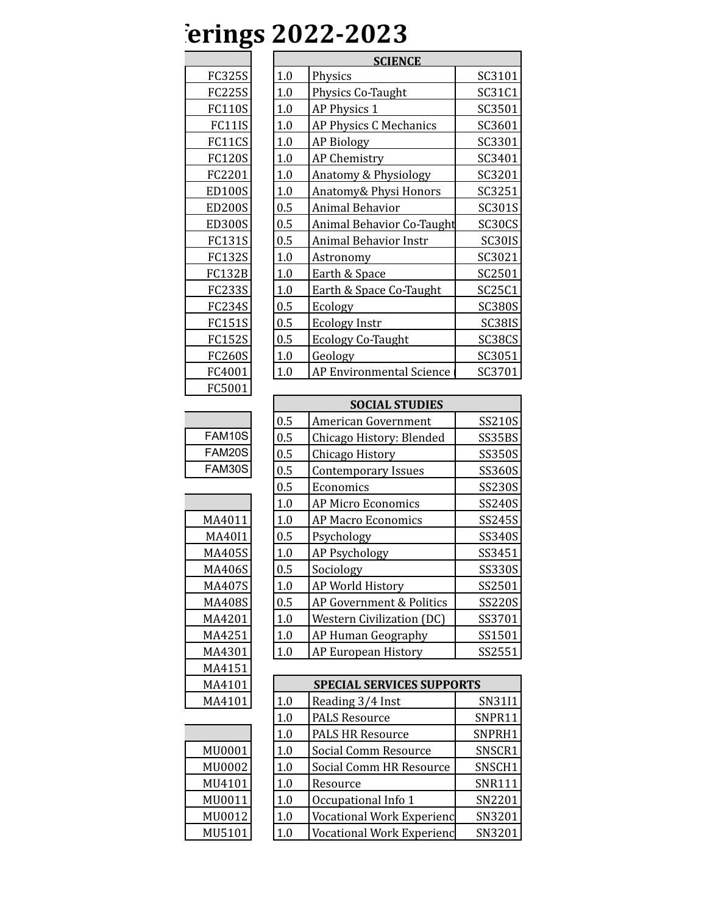# ferings 2022-2023

| |
|---|
| FC325S |
| FC225S |
| FC110S |
| FC11IS |
| FC11CS |
| FC120S |
| FC2201 |
| ED100S |
| ED200S |
| ED300S |
| FC131S |
| FC132S |
| FC132B |
| FC233S |
| FC234S |
| FC151S |
| FC152S |
| FC260S |
| FC4001 |
| FC5001 |

| |
|---|
| FAM10S |
| FAM20S |
| FAM30S |

| |
|---|
| MA4011 |
| MA40I1 |
| MA405S |
| MA406S |
| MA407S |
| MA408S |
| MA4201 |
| MA4251 |
| MA4301 |
| MA4151 |
| MA4101 |
| MA4101 |

| |
|---|
| MU0001 |
| MU0002 |
| MU4101 |
| MU0011 |
| MU0012 |
| MU5101 |

| SCIENCE | | |
|---|---|---|
| 1.0 | Physics | SC3101 |
| 1.0 | Physics Co-Taught | SC31C1 |
| 1.0 | AP Physics 1 | SC3501 |
| 1.0 | AP Physics C Mechanics | SC3601 |
| 1.0 | AP Biology | SC3301 |
| 1.0 | AP Chemistry | SC3401 |
| 1.0 | Anatomy & Physiology | SC3201 |
| 1.0 | Anatomy& Physi Honors | SC3251 |
| 0.5 | Animal Behavior | SC301S |
| 0.5 | Animal Behavior Co-Taught | SC30CS |
| 0.5 | Animal Behavior Instr | SC30IS |
| 1.0 | Astronomy | SC3021 |
| 1.0 | Earth & Space | SC2501 |
| 1.0 | Earth & Space Co-Taught | SC25C1 |
| 0.5 | Ecology | SC380S |
| 0.5 | Ecology Instr | SC38IS |
| 0.5 | Ecology Co-Taught | SC38CS |
| 1.0 | Geology | SC3051 |
| 1.0 | AP Environmental Science ( | SC3701 |

| SOCIAL STUDIES | | |
|---|---|---|
| 0.5 | American Government | SS210S |
| 0.5 | Chicago History: Blended | SS35BS |
| 0.5 | Chicago History | SS350S |
| 0.5 | Contemporary Issues | SS360S |
| 0.5 | Economics | SS230S |
| 1.0 | AP Micro Economics | SS240S |
| 1.0 | AP Macro Economics | SS245S |
| 0.5 | Psychology | SS340S |
| 1.0 | AP Psychology | SS3451 |
| 0.5 | Sociology | SS330S |
| 1.0 | AP World History | SS2501 |
| 0.5 | AP Government & Politics | SS220S |
| 1.0 | Western Civilization (DC) | SS3701 |
| 1.0 | AP Human Geography | SS1501 |
| 1.0 | AP European History | SS2551 |

| SPECIAL SERVICES SUPPORTS | | |
|---|---|---|
| 1.0 | Reading 3/4 Inst | SN31I1 |
| 1.0 | PALS Resource | SNPR11 |
| 1.0 | PALS HR Resource | SNPRH1 |
| 1.0 | Social Comm Resource | SNSCR1 |
| 1.0 | Social Comm HR Resource | SNSCH1 |
| 1.0 | Resource | SNR111 |
| 1.0 | Occupational Info 1 | SN2201 |
| 1.0 | Vocational Work Experienc | SN3201 |
| 1.0 | Vocational Work Experienc | SN3201 |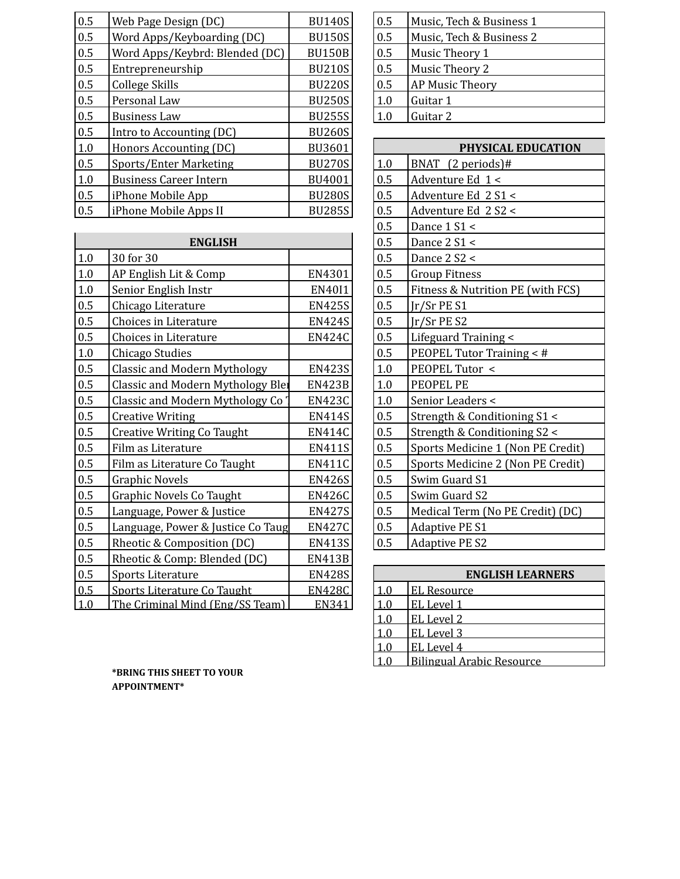| | | |
|---|---|---|
| 0.5 | Web Page Design (DC) | BU140S |
| 0.5 | Word Apps/Keyboarding (DC) | BU150S |
| 0.5 | Word Apps/Keybrd: Blended (DC) | BU150B |
| 0.5 | Entrepreneurship | BU210S |
| 0.5 | College Skills | BU220S |
| 0.5 | Personal Law | BU250S |
| 0.5 | Business Law | BU255S |
| 0.5 | Intro to Accounting (DC) | BU260S |
| 1.0 | Honors Accounting (DC) | BU3601 |
| 0.5 | Sports/Enter Marketing | BU270S |
| 1.0 | Business Career Intern | BU4001 |
| 0.5 | iPhone Mobile App | BU280S |
| 0.5 | iPhone Mobile Apps II | BU285S |

| ENGLISH | | |
|---|---|---|
| 1.0 | 30 for 30 | |
| 1.0 | AP English Lit & Comp | EN4301 |
| 1.0 | Senior English Instr | EN40I1 |
| 0.5 | Chicago Literature | EN425S |
| 0.5 | Choices in Literature | EN424S |
| 0.5 | Choices in Literature | EN424C |
| 1.0 | Chicago Studies | |
| 0.5 | Classic and Modern Mythology | EN423S |
| 0.5 | Classic and Modern Mythology Ble | EN423B |
| 0.5 | Classic and Modern Mythology Co T | EN423C |
| 0.5 | Creative Writing | EN414S |
| 0.5 | Creative Writing Co Taught | EN414C |
| 0.5 | Film as Literature | EN411S |
| 0.5 | Film as Literature Co Taught | EN411C |
| 0.5 | Graphic Novels | EN426S |
| 0.5 | Graphic Novels Co Taught | EN426C |
| 0.5 | Language, Power & Justice | EN427S |
| 0.5 | Language, Power & Justice Co Taug | EN427C |
| 0.5 | Rheotic & Composition (DC) | EN413S |
| 0.5 | Rheotic & Comp: Blended (DC) | EN413B |
| 0.5 | Sports Literature | EN428S |
| 0.5 | Sports Literature Co Taught | EN428C |
| 1.0 | The Criminal Mind (Eng/SS Team) | EN341 |

**\*BRING THIS SHEET TO YOUR APPOINTMENT\***

| | |
|---|---|
| 0.5 | Music, Tech & Business 1 |
| 0.5 | Music, Tech & Business 2 |
| 0.5 | Music Theory 1 |
| 0.5 | Music Theory 2 |
| 0.5 | AP Music Theory |
| 1.0 | Guitar 1 |
| 1.0 | Guitar 2 |

| PHYSICAL EDUCATION | |
|---|---|
| 1.0 | BNAT (2 periods)# |
| 0.5 | Adventure Ed 1 < |
| 0.5 | Adventure Ed 2 S1 < |
| 0.5 | Adventure Ed 2 S2 < |
| 0.5 | Dance 1 S1 < |
| 0.5 | Dance 2 S1 < |
| 0.5 | Dance 2 S2 < |
| 0.5 | Group Fitness |
| 0.5 | Fitness & Nutrition PE (with FCS) |
| 0.5 | Jr/Sr PE S1 |
| 0.5 | Jr/Sr PE S2 |
| 0.5 | Lifeguard Training < |
| 0.5 | PEOPEL Tutor Training < # |
| 1.0 | PEOPEL Tutor < |
| 1.0 | PEOPEL PE |
| 1.0 | Senior Leaders < |
| 0.5 | Strength & Conditioning S1 < |
| 0.5 | Strength & Conditioning S2 < |
| 0.5 | Sports Medicine 1 (Non PE Credit) |
| 0.5 | Sports Medicine 2 (Non PE Credit) |
| 0.5 | Swim Guard S1 |
| 0.5 | Swim Guard S2 |
| 0.5 | Medical Term (No PE Credit) (DC) |
| 0.5 | Adaptive PE S1 |
| 0.5 | Adaptive PE S2 |

| ENGLISH LEARNERS | |
|---|---|
| 1.0 | EL Resource |
| 1.0 | EL Level 1 |
| 1.0 | EL Level 2 |
| 1.0 | EL Level 3 |
| 1.0 | EL Level 4 |
| 1.0 | Bilingual Arabic Resource |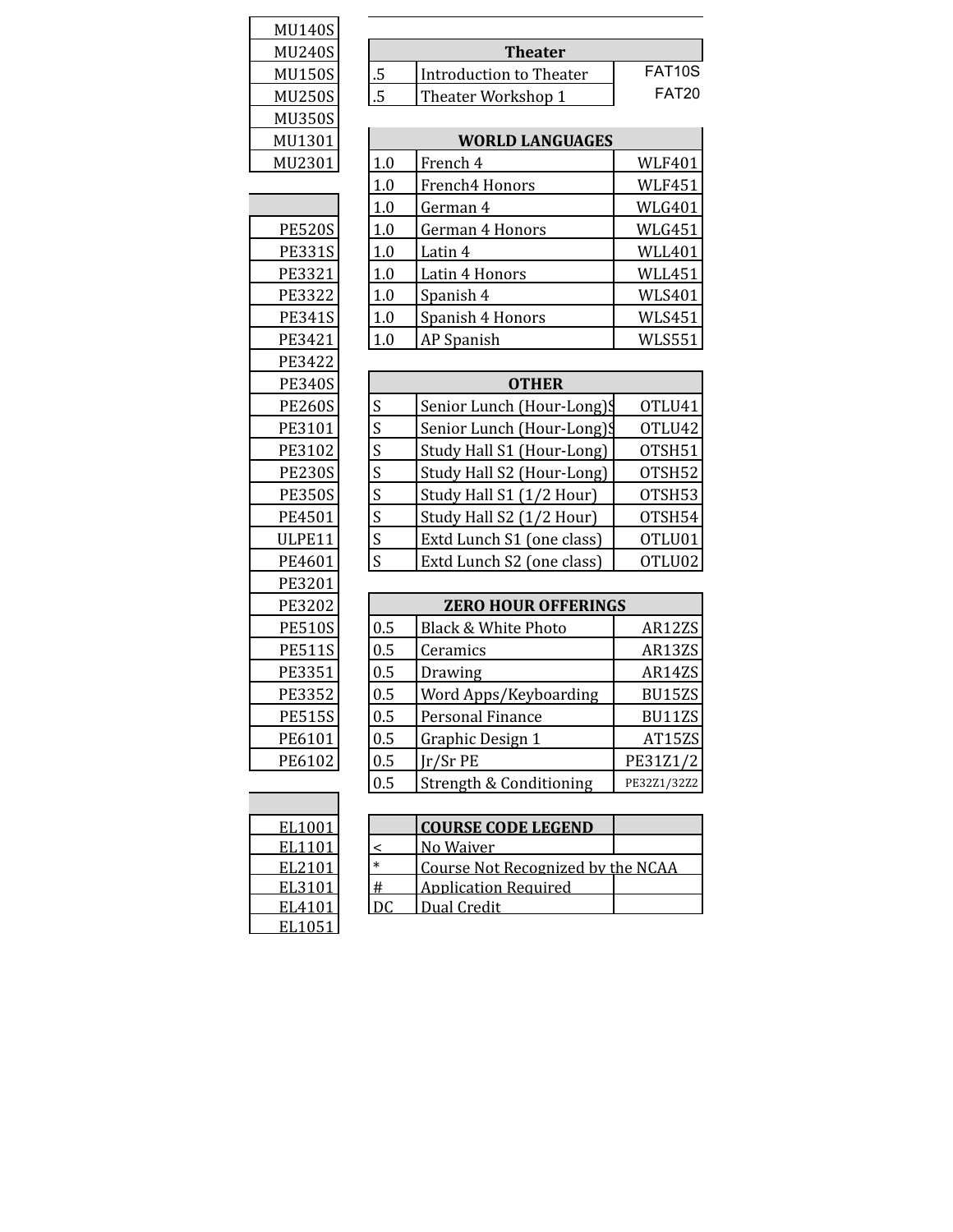| |
|---|
| MU140S |
| MU240S |
| MU150S |
| MU250S |
| MU350S |
| MU1301 |
| MU2301 |

| |
|---|
| PE520S |
| PE331S |
| PE3321 |
| PE3322 |
| PE341S |
| PE3421 |
| PE3422 |
| PE340S |
| PE260S |
| PE3101 |
| PE3102 |
| PE230S |
| PE350S |
| PE4501 |
| ULPE11 |
| PE4601 |
| PE3201 |
| PE3202 |
| PE510S |
| PE511S |
| PE3351 |
| PE3352 |
| PE515S |
| PE6101 |
| PE6102 |

| |
|---|
| EL1001 |
| EL1101 |
| EL2101 |
| EL3101 |
| EL4101 |
| EL1051 |

| Theater | | |
|---|---|---|
| .5 | Introduction to Theater | FAT10S |
| .5 | Theater Workshop 1 | FAT20 |

| WORLD LANGUAGES | | |
|---|---|---|
| 1.0 | French 4 | WLF401 |
| 1.0 | French4 Honors | WLF451 |
| 1.0 | German 4 | WLG401 |
| 1.0 | German 4 Honors | WLG451 |
| 1.0 | Latin 4 | WLL401 |
| 1.0 | Latin 4 Honors | WLL451 |
| 1.0 | Spanish 4 | WLS401 |
| 1.0 | Spanish 4 Honors | WLS451 |
| 1.0 | AP Spanish | WLS551 |

| OTHER | | |
|---|---|---|
| S | Senior Lunch (Hour-Long)S | OTLU41 |
| S | Senior Lunch (Hour-Long)S | OTLU42 |
| S | Study Hall S1 (Hour-Long) | OTSH51 |
| S | Study Hall S2 (Hour-Long) | OTSH52 |
| S | Study Hall S1 (1/2 Hour) | OTSH53 |
| S | Study Hall S2 (1/2 Hour) | OTSH54 |
| S | Extd Lunch S1 (one class) | OTLU01 |
| S | Extd Lunch S2 (one class) | OTLU02 |

| ZERO HOUR OFFERINGS | | |
|---|---|---|
| 0.5 | Black & White Photo | AR12ZS |
| 0.5 | Ceramics | AR13ZS |
| 0.5 | Drawing | AR14ZS |
| 0.5 | Word Apps/Keyboarding | BU15ZS |
| 0.5 | Personal Finance | BU11ZS |
| 0.5 | Graphic Design 1 | AT15ZS |
| 0.5 | Jr/Sr PE | PE31Z1/2 |
| 0.5 | Strength & Conditioning | PE32Z1/32Z2 |

| | COURSE CODE LEGEND | |
|---|---|---|
| < | No Waiver | |
| * | Course Not Recognized by the NCAA | |
| # | Application Required | |
| DC | Dual Credit | |